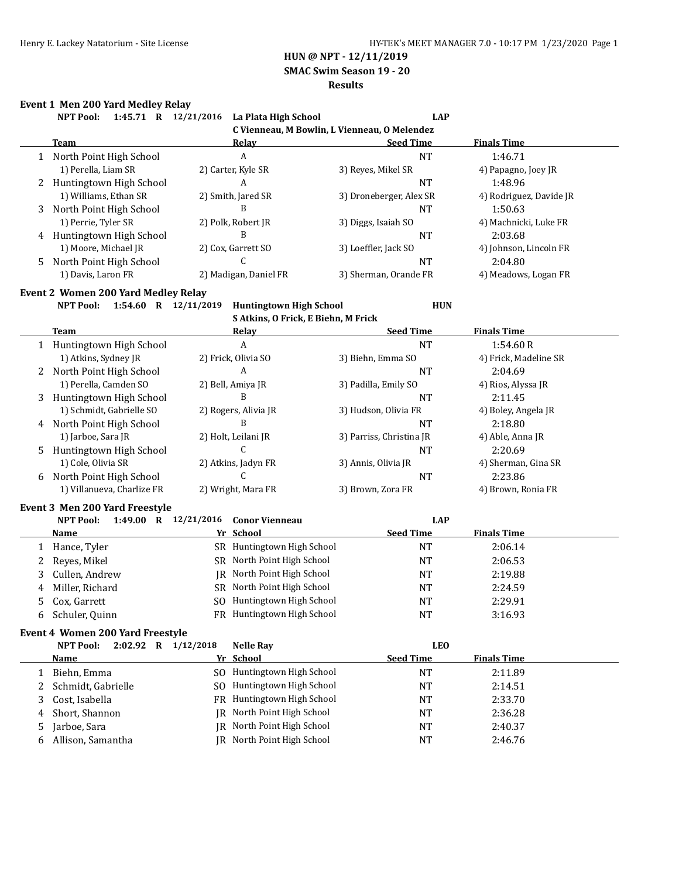# HUN @ NPT - 12/11/2019

## SMAC Swim Season 19 - 20

### Results

**Event 1 Men 200 Yard Medley Relay**

NPT Pool: 1:45.71 R 12/21/2016 La Plata High School LAP
C Vienneau, M Bowlin, L Vienneau, O Melendez

| | Team | Relay | Seed Time | Finals Time |
|---|---|---|---|---|
| 1 | North Point High School | A | NT | 1:46.71 |
| | 1) Perella, Liam SR | 2) Carter, Kyle SR | 3) Reyes, Mikel SR | 4) Papagno, Joey JR |
| 2 | Huntingtown High School | A | NT | 1:48.96 |
| | 1) Williams, Ethan SR | 2) Smith, Jared SR | 3) Droneberger, Alex SR | 4) Rodriguez, Davide JR |
| 3 | North Point High School | B | NT | 1:50.63 |
| | 1) Perrie, Tyler SR | 2) Polk, Robert JR | 3) Diggs, Isaiah SO | 4) Machnicki, Luke FR |
| 4 | Huntingtown High School | B | NT | 2:03.68 |
| | 1) Moore, Michael JR | 2) Cox, Garrett SO | 3) Loeffler, Jack SO | 4) Johnson, Lincoln FR |
| 5 | North Point High School | C | NT | 2:04.80 |
| | 1) Davis, Laron FR | 2) Madigan, Daniel FR | 3) Sherman, Orande FR | 4) Meadows, Logan FR |

**Event 2 Women 200 Yard Medley Relay**

NPT Pool: 1:54.60 R 12/11/2019 Huntingtown High School HUN
S Atkins, O Frick, E Biehn, M Frick

| | Team | Relay | Seed Time | Finals Time |
|---|---|---|---|---|
| 1 | Huntingtown High School | A | NT | 1:54.60 R |
| | 1) Atkins, Sydney JR | 2) Frick, Olivia SO | 3) Biehn, Emma SO | 4) Frick, Madeline SR |
| 2 | North Point High School | A | NT | 2:04.69 |
| | 1) Perella, Camden SO | 2) Bell, Amiya JR | 3) Padilla, Emily SO | 4) Rios, Alyssa JR |
| 3 | Huntingtown High School | B | NT | 2:11.45 |
| | 1) Schmidt, Gabrielle SO | 2) Rogers, Alivia JR | 3) Hudson, Olivia FR | 4) Boley, Angela JR |
| 4 | North Point High School | B | NT | 2:18.80 |
| | 1) Jarboe, Sara JR | 2) Holt, Leilani JR | 3) Parriss, Christina JR | 4) Able, Anna JR |
| 5 | Huntingtown High School | C | NT | 2:20.69 |
| | 1) Cole, Olivia SR | 2) Atkins, Jadyn FR | 3) Annis, Olivia JR | 4) Sherman, Gina SR |
| 6 | North Point High School | C | NT | 2:23.86 |
| | 1) Villanueva, Charlize FR | 2) Wright, Mara FR | 3) Brown, Zora FR | 4) Brown, Ronia FR |

**Event 3 Men 200 Yard Freestyle**

NPT Pool: 1:49.00 R 12/21/2016 Conor Vienneau LAP

| | Name | Yr | School | Seed Time | Finals Time |
|---|---|---|---|---|---|
| 1 | Hance, Tyler | SR | Huntingtown High School | NT | 2:06.14 |
| 2 | Reyes, Mikel | SR | North Point High School | NT | 2:06.53 |
| 3 | Cullen, Andrew | JR | North Point High School | NT | 2:19.88 |
| 4 | Miller, Richard | SR | North Point High School | NT | 2:24.59 |
| 5 | Cox, Garrett | SO | Huntingtown High School | NT | 2:29.91 |
| 6 | Schuler, Quinn | FR | Huntingtown High School | NT | 3:16.93 |

**Event 4 Women 200 Yard Freestyle**

NPT Pool: 2:02.92 R 1/12/2018 Nelle Ray LEO

| | Name | Yr | School | Seed Time | Finals Time |
|---|---|---|---|---|---|
| 1 | Biehn, Emma | SO | Huntingtown High School | NT | 2:11.89 |
| 2 | Schmidt, Gabrielle | SO | Huntingtown High School | NT | 2:14.51 |
| 3 | Cost, Isabella | FR | Huntingtown High School | NT | 2:33.70 |
| 4 | Short, Shannon | JR | North Point High School | NT | 2:36.28 |
| 5 | Jarboe, Sara | JR | North Point High School | NT | 2:40.37 |
| 6 | Allison, Samantha | JR | North Point High School | NT | 2:46.76 |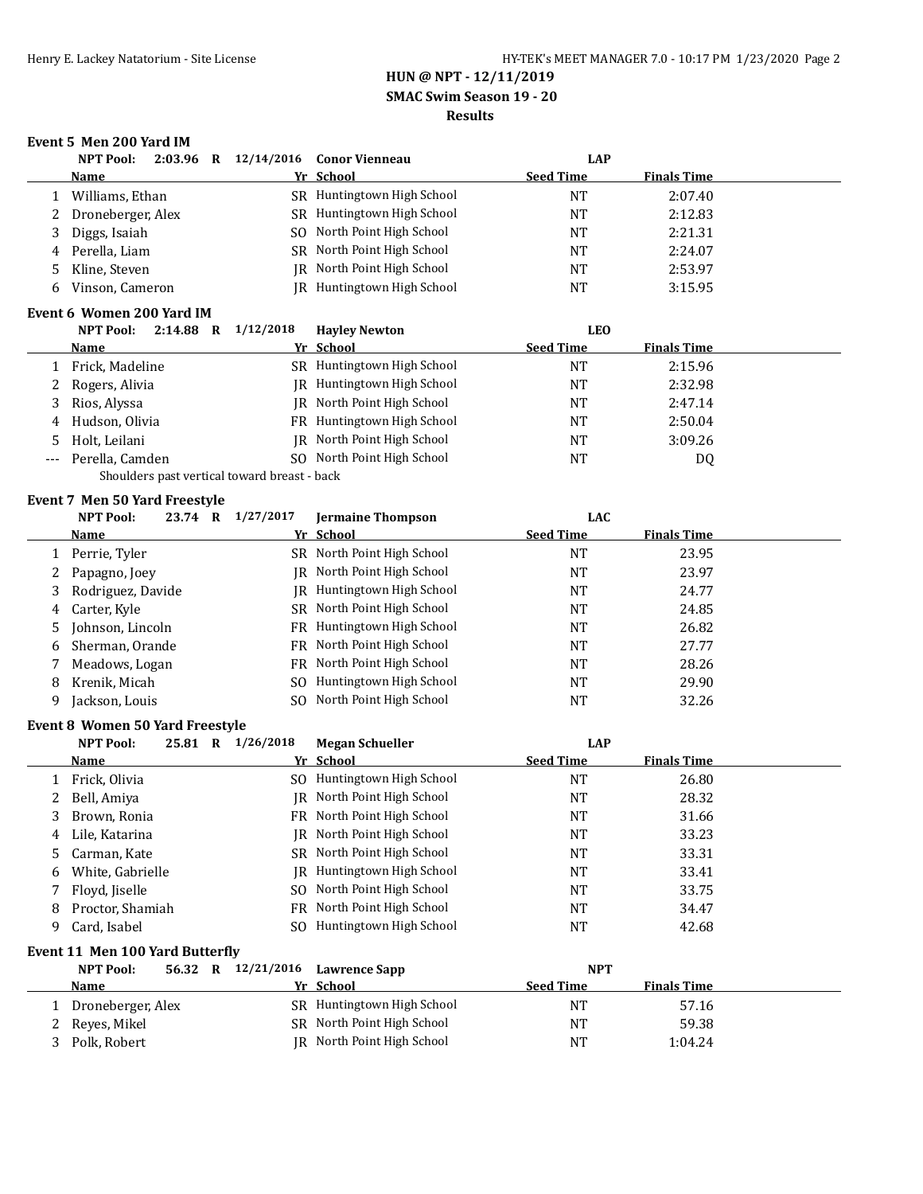# HUN @ NPT - 12/11/2019

## SMAC Swim Season 19 - 20

### Results

**Event 5 Men 200 Yard IM**

**NPT Pool: 2:03.96 R 12/14/2016 Conor Vienneau LAP**

| | Name | Yr | School | Seed Time | Finals Time |
|---|---|---|---|---|---|
| 1 | Williams, Ethan | SR | Huntingtown High School | NT | 2:07.40 |
| 2 | Droneberger, Alex | SR | Huntingtown High School | NT | 2:12.83 |
| 3 | Diggs, Isaiah | SO | North Point High School | NT | 2:21.31 |
| 4 | Perella, Liam | SR | North Point High School | NT | 2:24.07 |
| 5 | Kline, Steven | JR | North Point High School | NT | 2:53.97 |
| 6 | Vinson, Cameron | JR | Huntingtown High School | NT | 3:15.95 |

**Event 6 Women 200 Yard IM**

**NPT Pool: 2:14.88 R 1/12/2018 Hayley Newton LEO**

| | Name | Yr | School | Seed Time | Finals Time |
|---|---|---|---|---|---|
| 1 | Frick, Madeline | SR | Huntingtown High School | NT | 2:15.96 |
| 2 | Rogers, Alivia | JR | Huntingtown High School | NT | 2:32.98 |
| 3 | Rios, Alyssa | JR | North Point High School | NT | 2:47.14 |
| 4 | Hudson, Olivia | FR | Huntingtown High School | NT | 2:50.04 |
| 5 | Holt, Leilani | JR | North Point High School | NT | 3:09.26 |
| --- | Perella, Camden | SO | North Point High School | NT | DQ |

Shoulders past vertical toward breast - back

**Event 7 Men 50 Yard Freestyle**

**NPT Pool: 23.74 R 1/27/2017 Jermaine Thompson LAC**

| | Name | Yr | School | Seed Time | Finals Time |
|---|---|---|---|---|---|
| 1 | Perrie, Tyler | SR | North Point High School | NT | 23.95 |
| 2 | Papagno, Joey | JR | North Point High School | NT | 23.97 |
| 3 | Rodriguez, Davide | JR | Huntingtown High School | NT | 24.77 |
| 4 | Carter, Kyle | SR | North Point High School | NT | 24.85 |
| 5 | Johnson, Lincoln | FR | Huntingtown High School | NT | 26.82 |
| 6 | Sherman, Orande | FR | North Point High School | NT | 27.77 |
| 7 | Meadows, Logan | FR | North Point High School | NT | 28.26 |
| 8 | Krenik, Micah | SO | Huntingtown High School | NT | 29.90 |
| 9 | Jackson, Louis | SO | North Point High School | NT | 32.26 |

**Event 8 Women 50 Yard Freestyle**

**NPT Pool: 25.81 R 1/26/2018 Megan Schueller LAP**

| | Name | Yr | School | Seed Time | Finals Time |
|---|---|---|---|---|---|
| 1 | Frick, Olivia | SO | Huntingtown High School | NT | 26.80 |
| 2 | Bell, Amiya | JR | North Point High School | NT | 28.32 |
| 3 | Brown, Ronia | FR | North Point High School | NT | 31.66 |
| 4 | Lile, Katarina | JR | North Point High School | NT | 33.23 |
| 5 | Carman, Kate | SR | North Point High School | NT | 33.31 |
| 6 | White, Gabrielle | JR | Huntingtown High School | NT | 33.41 |
| 7 | Floyd, Jiselle | SO | North Point High School | NT | 33.75 |
| 8 | Proctor, Shamiah | FR | North Point High School | NT | 34.47 |
| 9 | Card, Isabel | SO | Huntingtown High School | NT | 42.68 |

**Event 11 Men 100 Yard Butterfly**

**NPT Pool: 56.32 R 12/21/2016 Lawrence Sapp NPT**

| | Name | Yr | School | Seed Time | Finals Time |
|---|---|---|---|---|---|
| 1 | Droneberger, Alex | SR | Huntingtown High School | NT | 57.16 |
| 2 | Reyes, Mikel | SR | North Point High School | NT | 59.38 |
| 3 | Polk, Robert | JR | North Point High School | NT | 1:04.24 |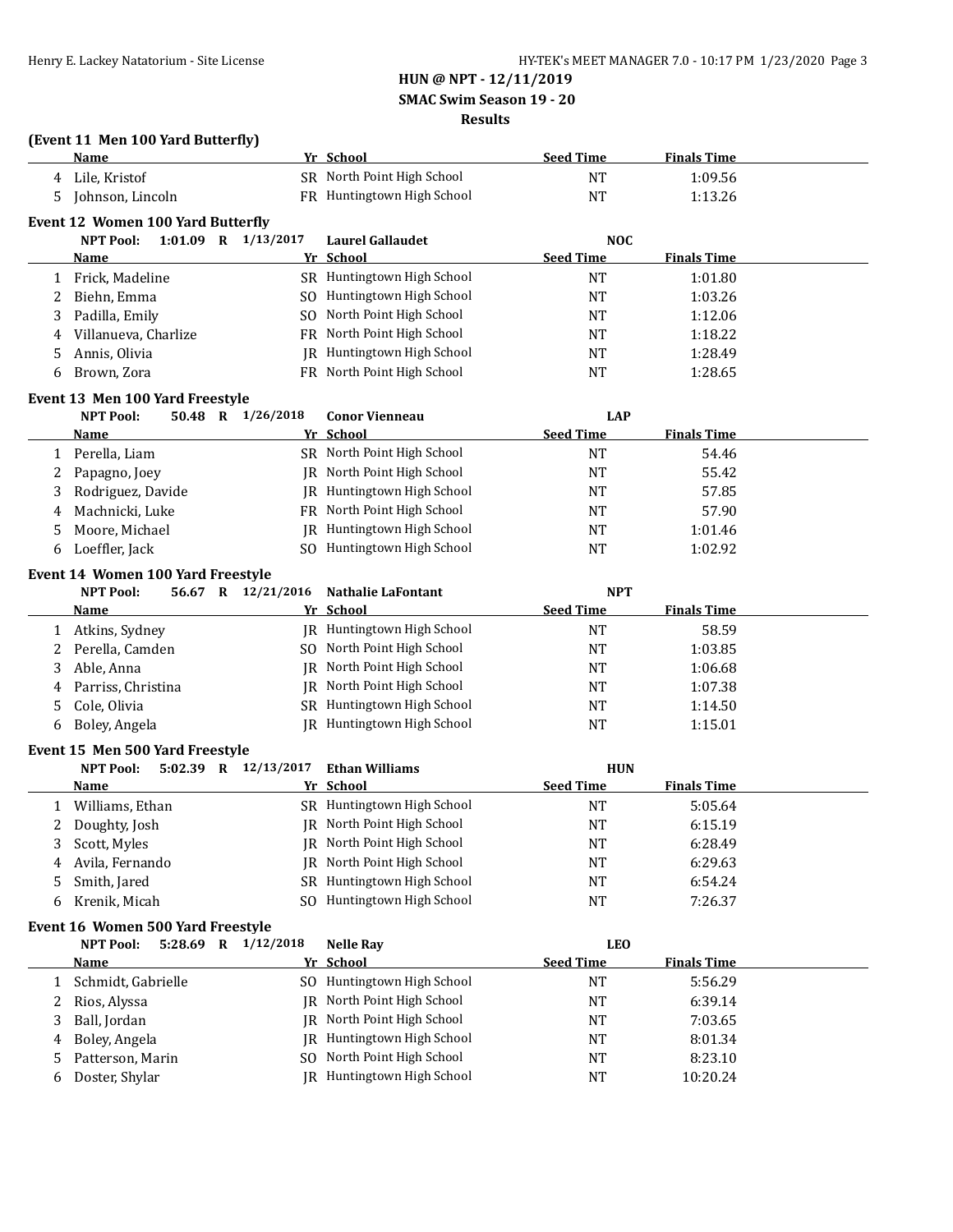## HUN @ NPT - 12/11/2019

## SMAC Swim Season 19 - 20

## Results

### (Event 11 Men 100 Yard Butterfly)

| | Name | Yr | School | Seed Time | Finals Time |
|---|---|---|---|---|---|
| 4 | Lile, Kristof | SR | North Point High School | NT | 1:09.56 |
| 5 | Johnson, Lincoln | FR | Huntingtown High School | NT | 1:13.26 |

### Event 12 Women 100 Yard Butterfly

NPT Pool: 1:01.09 R 1/13/2017 Laurel Gallaudet NOC

| | Name | Yr | School | Seed Time | Finals Time |
|---|---|---|---|---|---|
| 1 | Frick, Madeline | SR | Huntingtown High School | NT | 1:01.80 |
| 2 | Biehn, Emma | SO | Huntingtown High School | NT | 1:03.26 |
| 3 | Padilla, Emily | SO | North Point High School | NT | 1:12.06 |
| 4 | Villanueva, Charlize | FR | North Point High School | NT | 1:18.22 |
| 5 | Annis, Olivia | JR | Huntingtown High School | NT | 1:28.49 |
| 6 | Brown, Zora | FR | North Point High School | NT | 1:28.65 |

### Event 13 Men 100 Yard Freestyle

NPT Pool: 50.48 R 1/26/2018 Conor Vienneau LAP

| | Name | Yr | School | Seed Time | Finals Time |
|---|---|---|---|---|---|
| 1 | Perella, Liam | SR | North Point High School | NT | 54.46 |
| 2 | Papagno, Joey | JR | North Point High School | NT | 55.42 |
| 3 | Rodriguez, Davide | JR | Huntingtown High School | NT | 57.85 |
| 4 | Machnicki, Luke | FR | North Point High School | NT | 57.90 |
| 5 | Moore, Michael | JR | Huntingtown High School | NT | 1:01.46 |
| 6 | Loeffler, Jack | SO | Huntingtown High School | NT | 1:02.92 |

### Event 14 Women 100 Yard Freestyle

NPT Pool: 56.67 R 12/21/2016 Nathalie LaFontant NPT

| | Name | Yr | School | Seed Time | Finals Time |
|---|---|---|---|---|---|
| 1 | Atkins, Sydney | JR | Huntingtown High School | NT | 58.59 |
| 2 | Perella, Camden | SO | North Point High School | NT | 1:03.85 |
| 3 | Able, Anna | JR | North Point High School | NT | 1:06.68 |
| 4 | Parriss, Christina | JR | North Point High School | NT | 1:07.38 |
| 5 | Cole, Olivia | SR | Huntingtown High School | NT | 1:14.50 |
| 6 | Boley, Angela | JR | Huntingtown High School | NT | 1:15.01 |

### Event 15 Men 500 Yard Freestyle

NPT Pool: 5:02.39 R 12/13/2017 Ethan Williams HUN

| | Name | Yr | School | Seed Time | Finals Time |
|---|---|---|---|---|---|
| 1 | Williams, Ethan | SR | Huntingtown High School | NT | 5:05.64 |
| 2 | Doughty, Josh | JR | North Point High School | NT | 6:15.19 |
| 3 | Scott, Myles | JR | North Point High School | NT | 6:28.49 |
| 4 | Avila, Fernando | JR | North Point High School | NT | 6:29.63 |
| 5 | Smith, Jared | SR | Huntingtown High School | NT | 6:54.24 |
| 6 | Krenik, Micah | SO | Huntingtown High School | NT | 7:26.37 |

### Event 16 Women 500 Yard Freestyle

NPT Pool: 5:28.69 R 1/12/2018 Nelle Ray LEO

| | Name | Yr | School | Seed Time | Finals Time |
|---|---|---|---|---|---|
| 1 | Schmidt, Gabrielle | SO | Huntingtown High School | NT | 5:56.29 |
| 2 | Rios, Alyssa | JR | North Point High School | NT | 6:39.14 |
| 3 | Ball, Jordan | JR | North Point High School | NT | 7:03.65 |
| 4 | Boley, Angela | JR | Huntingtown High School | NT | 8:01.34 |
| 5 | Patterson, Marin | SO | North Point High School | NT | 8:23.10 |
| 6 | Doster, Shylar | JR | Huntingtown High School | NT | 10:20.24 |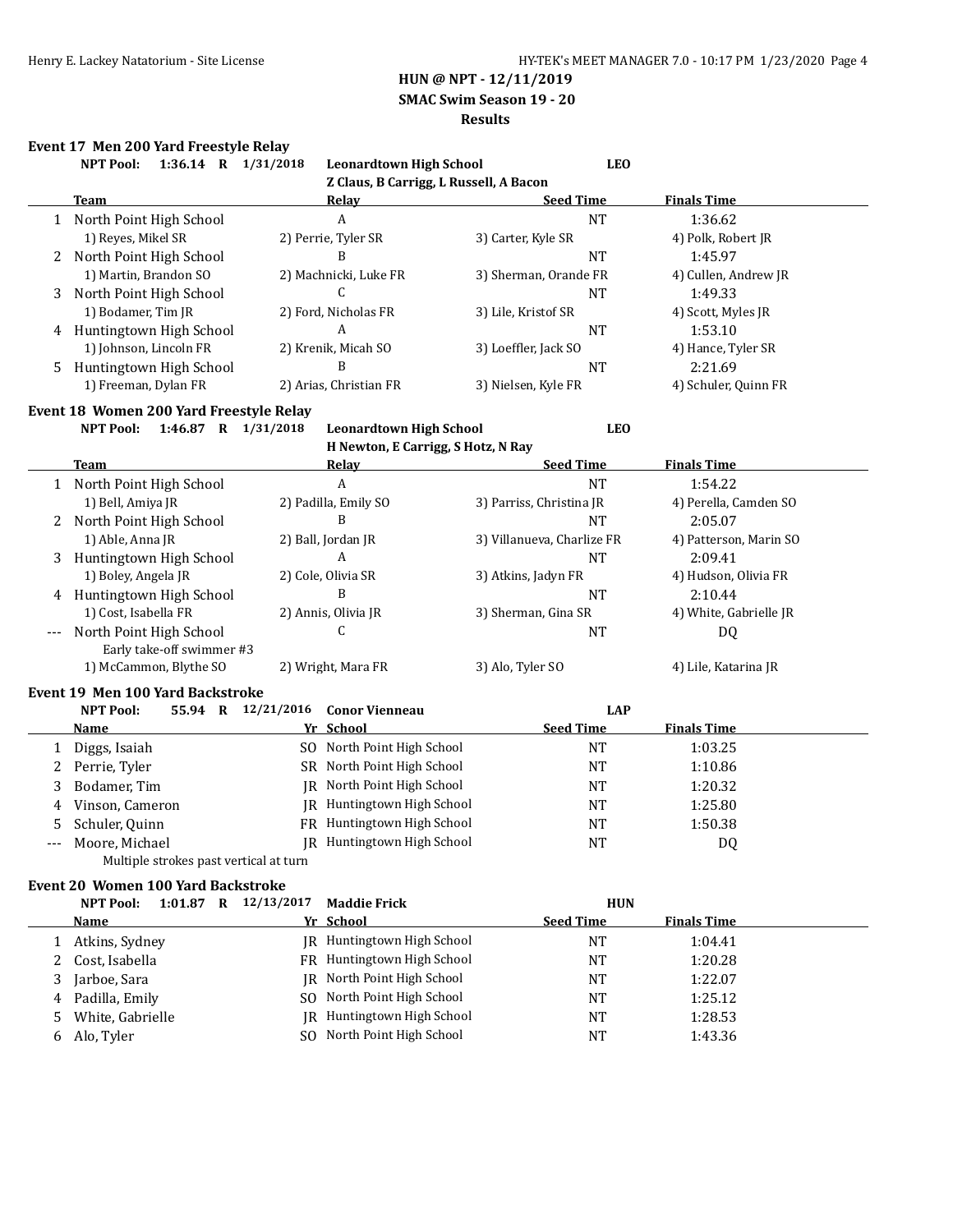# HUN @ NPT - 12/11/2019
## SMAC Swim Season 19 - 20
### Results

**Event 17 Men 200 Yard Freestyle Relay**

NPT Pool: 1:36.14 R 1/31/2018 **Leonardtown High School** LEO
Z Claus, B Carrigg, L Russell, A Bacon

| | Team | Relay | Seed Time | Finals Time |
|---|---|---|---|---|
| 1 | North Point High School | A | NT | 1:36.62 |
| | 1) Reyes, Mikel SR | 2) Perrie, Tyler SR | 3) Carter, Kyle SR | 4) Polk, Robert JR |
| 2 | North Point High School | B | NT | 1:45.97 |
| | 1) Martin, Brandon SO | 2) Machnicki, Luke FR | 3) Sherman, Orande FR | 4) Cullen, Andrew JR |
| 3 | North Point High School | C | NT | 1:49.33 |
| | 1) Bodamer, Tim JR | 2) Ford, Nicholas FR | 3) Lile, Kristof SR | 4) Scott, Myles JR |
| 4 | Huntingtown High School | A | NT | 1:53.10 |
| | 1) Johnson, Lincoln FR | 2) Krenik, Micah SO | 3) Loeffler, Jack SO | 4) Hance, Tyler SR |
| 5 | Huntingtown High School | B | NT | 2:21.69 |
| | 1) Freeman, Dylan FR | 2) Arias, Christian FR | 3) Nielsen, Kyle FR | 4) Schuler, Quinn FR |

**Event 18 Women 200 Yard Freestyle Relay**

NPT Pool: 1:46.87 R 1/31/2018 **Leonardtown High School** LEO
H Newton, E Carrigg, S Hotz, N Ray

| | Team | Relay | Seed Time | Finals Time |
|---|---|---|---|---|
| 1 | North Point High School | A | NT | 1:54.22 |
| | 1) Bell, Amiya JR | 2) Padilla, Emily SO | 3) Parriss, Christina JR | 4) Perella, Camden SO |
| 2 | North Point High School | B | NT | 2:05.07 |
| | 1) Able, Anna JR | 2) Ball, Jordan JR | 3) Villanueva, Charlize FR | 4) Patterson, Marin SO |
| 3 | Huntingtown High School | A | NT | 2:09.41 |
| | 1) Boley, Angela JR | 2) Cole, Olivia SR | 3) Atkins, Jadyn FR | 4) Hudson, Olivia FR |
| 4 | Huntingtown High School | B | NT | 2:10.44 |
| | 1) Cost, Isabella FR | 2) Annis, Olivia JR | 3) Sherman, Gina SR | 4) White, Gabrielle JR |
| --- | North Point High School | C | NT | DQ |
| | Early take-off swimmer #3 | | | |
| | 1) McCammon, Blythe SO | 2) Wright, Mara FR | 3) Alo, Tyler SO | 4) Lile, Katarina JR |

**Event 19 Men 100 Yard Backstroke**

NPT Pool: 55.94 R 12/21/2016 **Conor Vienneau** LAP

| | Name | Yr | School | Seed Time | Finals Time |
|---|---|---|---|---|---|
| 1 | Diggs, Isaiah | SO | North Point High School | NT | 1:03.25 |
| 2 | Perrie, Tyler | SR | North Point High School | NT | 1:10.86 |
| 3 | Bodamer, Tim | JR | North Point High School | NT | 1:20.32 |
| 4 | Vinson, Cameron | JR | Huntingtown High School | NT | 1:25.80 |
| 5 | Schuler, Quinn | FR | Huntingtown High School | NT | 1:50.38 |
| --- | Moore, Michael | JR | Huntingtown High School | NT | DQ |
| | Multiple strokes past vertical at turn | | | | |

**Event 20 Women 100 Yard Backstroke**

NPT Pool: 1:01.87 R 12/13/2017 **Maddie Frick** HUN

| | Name | Yr | School | Seed Time | Finals Time |
|---|---|---|---|---|---|
| 1 | Atkins, Sydney | JR | Huntingtown High School | NT | 1:04.41 |
| 2 | Cost, Isabella | FR | Huntingtown High School | NT | 1:20.28 |
| 3 | Jarboe, Sara | JR | North Point High School | NT | 1:22.07 |
| 4 | Padilla, Emily | SO | North Point High School | NT | 1:25.12 |
| 5 | White, Gabrielle | JR | Huntingtown High School | NT | 1:28.53 |
| 6 | Alo, Tyler | SO | North Point High School | NT | 1:43.36 |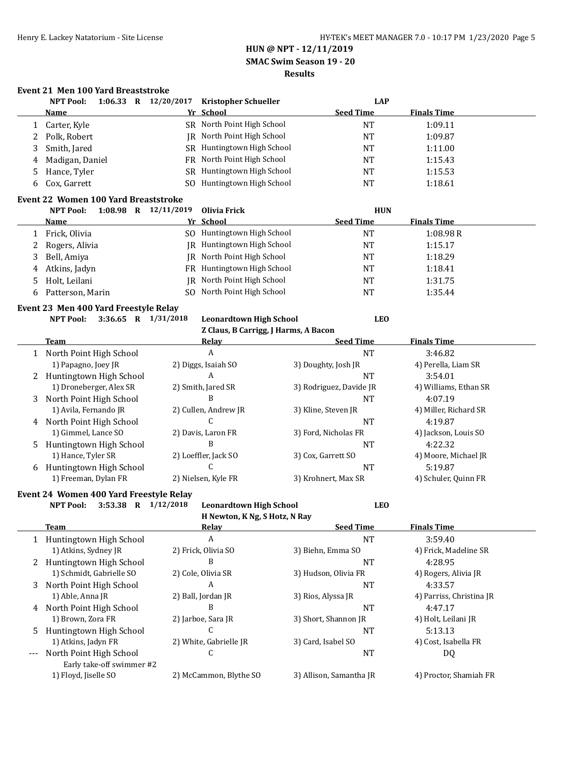## HUN @ NPT - 12/11/2019
### SMAC Swim Season 19 - 20
### Results

#### Event 21 Men 100 Yard Breaststroke

NPT Pool: 1:06.33 R 12/20/2017 Kristopher Schueller LAP

| | Name | Yr | School | Seed Time | Finals Time |
|---|---|---|---|---|---|
| 1 | Carter, Kyle | SR | North Point High School | NT | 1:09.11 |
| 2 | Polk, Robert | JR | North Point High School | NT | 1:09.87 |
| 3 | Smith, Jared | SR | Huntingtown High School | NT | 1:11.00 |
| 4 | Madigan, Daniel | FR | North Point High School | NT | 1:15.43 |
| 5 | Hance, Tyler | SR | Huntingtown High School | NT | 1:15.53 |
| 6 | Cox, Garrett | SO | Huntingtown High School | NT | 1:18.61 |

#### Event 22 Women 100 Yard Breaststroke

NPT Pool: 1:08.98 R 12/11/2019 Olivia Frick HUN

| | Name | Yr | School | Seed Time | Finals Time |
|---|---|---|---|---|---|
| 1 | Frick, Olivia | SO | Huntingtown High School | NT | 1:08.98 R |
| 2 | Rogers, Alivia | JR | Huntingtown High School | NT | 1:15.17 |
| 3 | Bell, Amiya | JR | North Point High School | NT | 1:18.29 |
| 4 | Atkins, Jadyn | FR | Huntingtown High School | NT | 1:18.41 |
| 5 | Holt, Leilani | JR | North Point High School | NT | 1:31.75 |
| 6 | Patterson, Marin | SO | North Point High School | NT | 1:35.44 |

#### Event 23 Men 400 Yard Freestyle Relay

NPT Pool: 3:36.65 R 1/31/2018 Leonardtown High School LEO
Z Claus, B Carrigg, J Harms, A Bacon

| | Team | Relay | Seed Time | Finals Time |
|---|---|---|---|---|
| 1 | North Point High School | A | NT | 3:46.82 |
| | 1) Papagno, Joey JR | 2) Diggs, Isaiah SO | 3) Doughty, Josh JR | 4) Perella, Liam SR |
| 2 | Huntingtown High School | A | NT | 3:54.01 |
| | 1) Droneberger, Alex SR | 2) Smith, Jared SR | 3) Rodriguez, Davide JR | 4) Williams, Ethan SR |
| 3 | North Point High School | B | NT | 4:07.19 |
| | 1) Avila, Fernando JR | 2) Cullen, Andrew JR | 3) Kline, Steven JR | 4) Miller, Richard SR |
| 4 | North Point High School | C | NT | 4:19.87 |
| | 1) Gimmel, Lance SO | 2) Davis, Laron FR | 3) Ford, Nicholas FR | 4) Jackson, Louis SO |
| 5 | Huntingtown High School | B | NT | 4:22.32 |
| | 1) Hance, Tyler SR | 2) Loeffler, Jack SO | 3) Cox, Garrett SO | 4) Moore, Michael JR |
| 6 | Huntingtown High School | C | NT | 5:19.87 |
| | 1) Freeman, Dylan FR | 2) Nielsen, Kyle FR | 3) Krohnert, Max SR | 4) Schuler, Quinn FR |

#### Event 24 Women 400 Yard Freestyle Relay

NPT Pool: 3:53.38 R 1/12/2018 Leonardtown High School LEO
H Newton, K Ng, S Hotz, N Ray

| | Team | Relay | Seed Time | Finals Time |
|---|---|---|---|---|
| 1 | Huntingtown High School | A | NT | 3:59.40 |
| | 1) Atkins, Sydney JR | 2) Frick, Olivia SO | 3) Biehn, Emma SO | 4) Frick, Madeline SR |
| 2 | Huntingtown High School | B | NT | 4:28.95 |
| | 1) Schmidt, Gabrielle SO | 2) Cole, Olivia SR | 3) Hudson, Olivia FR | 4) Rogers, Alivia JR |
| 3 | North Point High School | A | NT | 4:33.57 |
| | 1) Able, Anna JR | 2) Ball, Jordan JR | 3) Rios, Alyssa JR | 4) Parriss, Christina JR |
| 4 | North Point High School | B | NT | 4:47.17 |
| | 1) Brown, Zora FR | 2) Jarboe, Sara JR | 3) Short, Shannon JR | 4) Holt, Leilani JR |
| 5 | Huntingtown High School | C | NT | 5:13.13 |
| | 1) Atkins, Jadyn FR | 2) White, Gabrielle JR | 3) Card, Isabel SO | 4) Cost, Isabella FR |
| --- | North Point High School | C | NT | DQ |
| | Early take-off swimmer #2 | | | |
| | 1) Floyd, Jiselle SO | 2) McCammon, Blythe SO | 3) Allison, Samantha JR | 4) Proctor, Shamiah FR |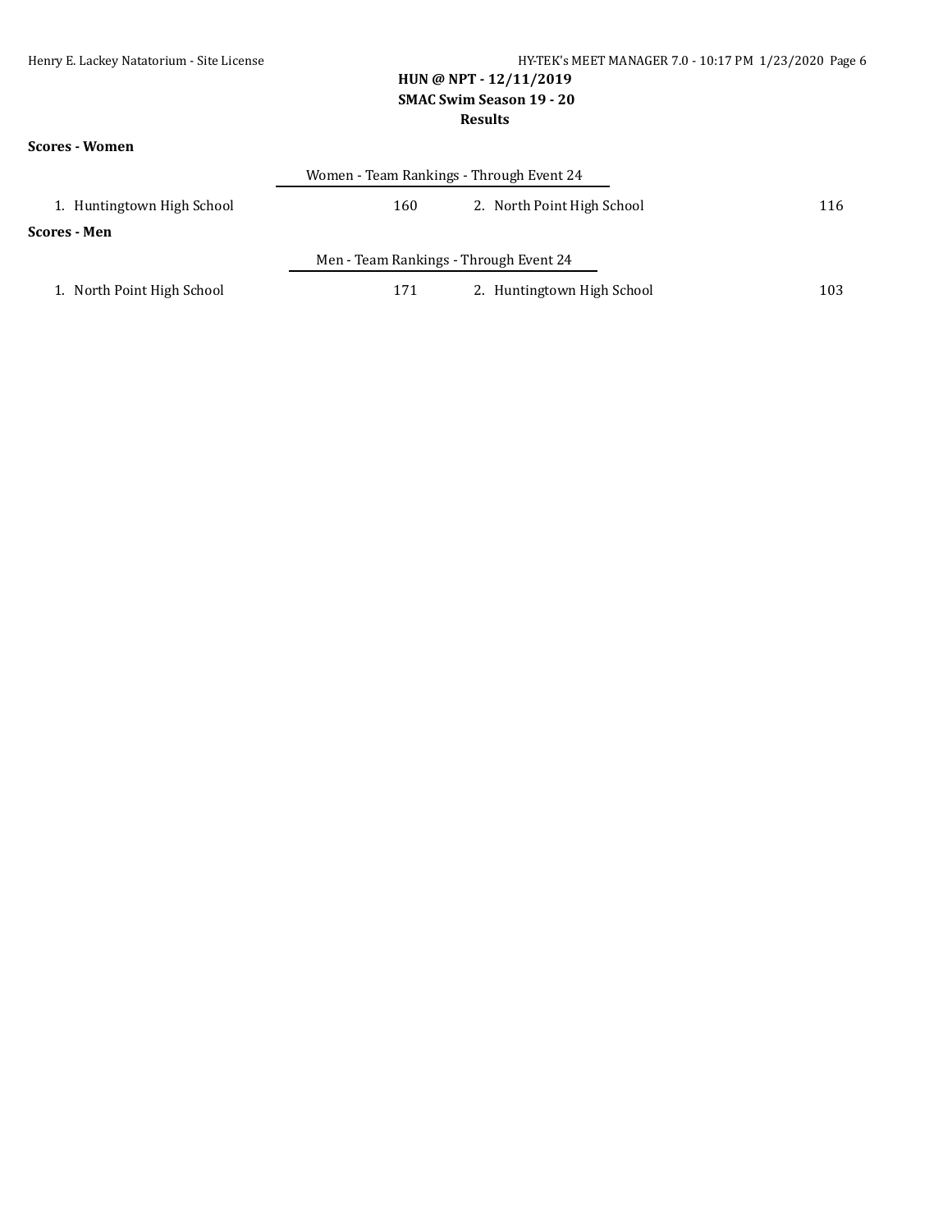**HUN @ NPT - 12/11/2019**
**SMAC Swim Season 19 - 20**
**Results**

**Scores - Women**

Women - Team Rankings - Through Event 24

| | | | |
|---|---|---|---|
| 1. Huntingtown High School | 160 | 2. North Point High School | 116 |

**Scores - Men**

Men - Team Rankings - Through Event 24

| | | | |
|---|---|---|---|
| 1. North Point High School | 171 | 2. Huntingtown High School | 103 |